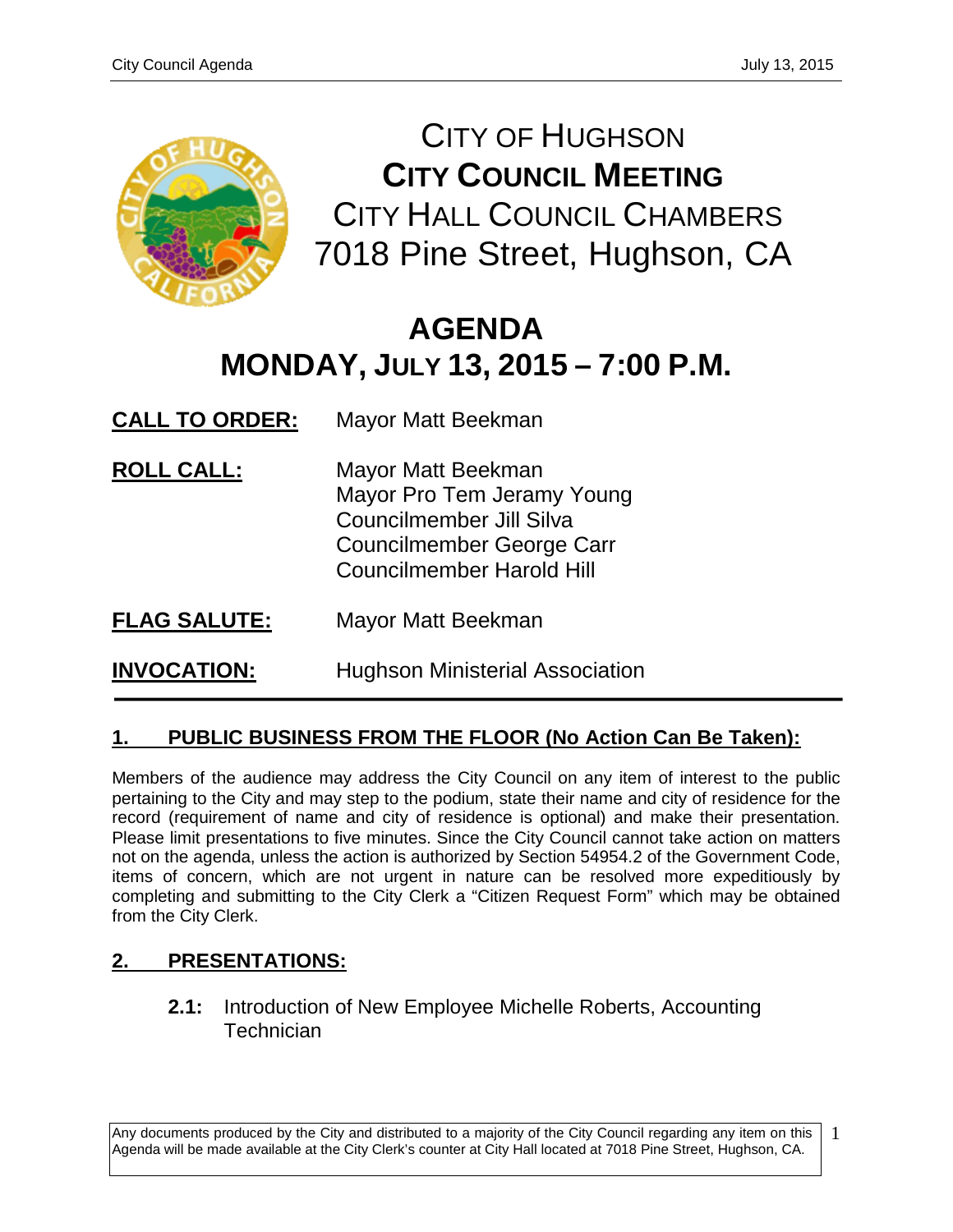# CITY OF HUGHSON

## CITY COUNCIL MEETING

CITY HALL COUNCIL CHAMBERS
7018 Pine Street, Hughson, CA

# AGENDA

## MONDAY, JULY 13, 2015 – 7:00 P.M.

**CALL TO ORDER:** Mayor Matt Beekman

**ROLL CALL:** Mayor Matt Beekman
Mayor Pro Tem Jeramy Young
Councilmember Jill Silva
Councilmember George Carr
Councilmember Harold Hill

**FLAG SALUTE:** Mayor Matt Beekman

**INVOCATION:** Hughson Ministerial Association

---

## 1. PUBLIC BUSINESS FROM THE FLOOR (No Action Can Be Taken):

Members of the audience may address the City Council on any item of interest to the public pertaining to the City and may step to the podium, state their name and city of residence for the record (requirement of name and city of residence is optional) and make their presentation. Please limit presentations to five minutes. Since the City Council cannot take action on matters not on the agenda, unless the action is authorized by Section 54954.2 of the Government Code, items of concern, which are not urgent in nature can be resolved more expeditiously by completing and submitting to the City Clerk a "Citizen Request Form" which may be obtained from the City Clerk.

## 2. PRESENTATIONS:

**2.1:** Introduction of New Employee Michelle Roberts, Accounting Technician

Any documents produced by the City and distributed to a majority of the City Council regarding any item on this Agenda will be made available at the City Clerk's counter at City Hall located at 7018 Pine Street, Hughson, CA.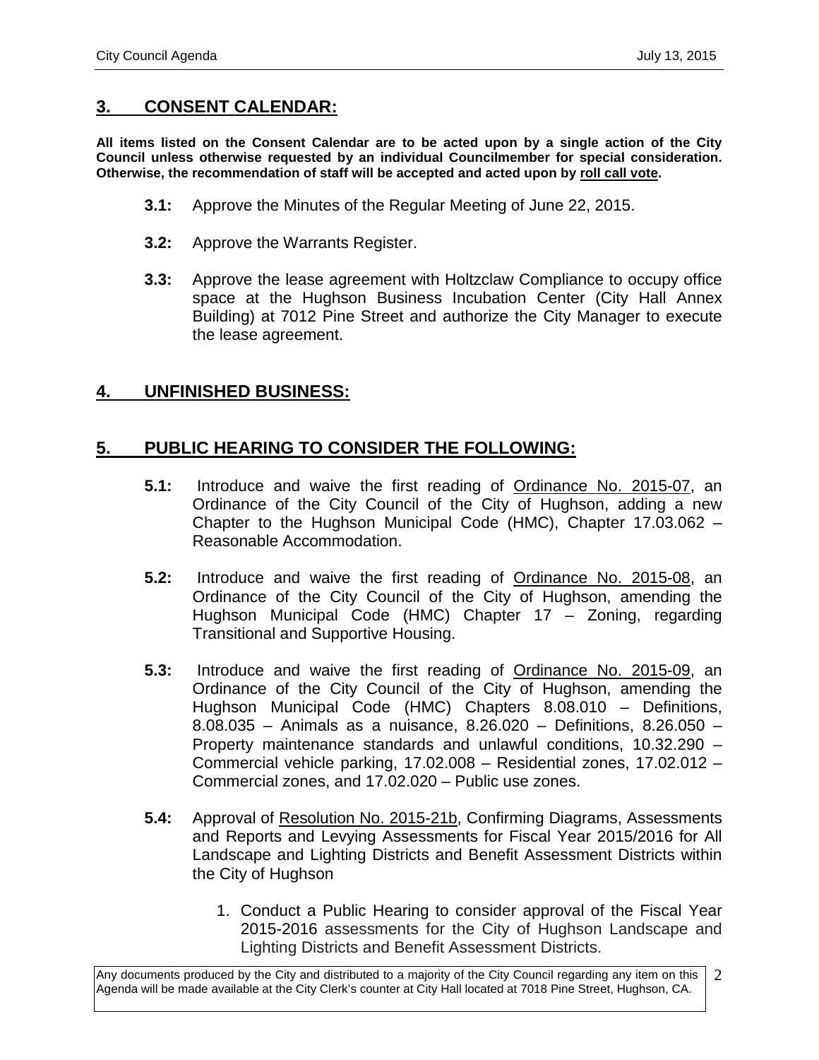## 3. CONSENT CALENDAR:

**All items listed on the Consent Calendar are to be acted upon by a single action of the City Council unless otherwise requested by an individual Councilmember for special consideration. Otherwise, the recommendation of staff will be accepted and acted upon by roll call vote.**

**3.1:** Approve the Minutes of the Regular Meeting of June 22, 2015.

**3.2:** Approve the Warrants Register.

**3.3:** Approve the lease agreement with Holtzclaw Compliance to occupy office space at the Hughson Business Incubation Center (City Hall Annex Building) at 7012 Pine Street and authorize the City Manager to execute the lease agreement.

## 4. UNFINISHED BUSINESS:

## 5. PUBLIC HEARING TO CONSIDER THE FOLLOWING:

**5.1:** Introduce and waive the first reading of Ordinance No. 2015-07, an Ordinance of the City Council of the City of Hughson, adding a new Chapter to the Hughson Municipal Code (HMC), Chapter 17.03.062 – Reasonable Accommodation.

**5.2:** Introduce and waive the first reading of Ordinance No. 2015-08, an Ordinance of the City Council of the City of Hughson, amending the Hughson Municipal Code (HMC) Chapter 17 – Zoning, regarding Transitional and Supportive Housing.

**5.3:** Introduce and waive the first reading of Ordinance No. 2015-09, an Ordinance of the City Council of the City of Hughson, amending the Hughson Municipal Code (HMC) Chapters 8.08.010 – Definitions, 8.08.035 – Animals as a nuisance, 8.26.020 – Definitions, 8.26.050 – Property maintenance standards and unlawful conditions, 10.32.290 – Commercial vehicle parking, 17.02.008 – Residential zones, 17.02.012 – Commercial zones, and 17.02.020 – Public use zones.

**5.4:** Approval of Resolution No. 2015-21b, Confirming Diagrams, Assessments and Reports and Levying Assessments for Fiscal Year 2015/2016 for All Landscape and Lighting Districts and Benefit Assessment Districts within the City of Hughson

1. Conduct a Public Hearing to consider approval of the Fiscal Year 2015-2016 assessments for the City of Hughson Landscape and Lighting Districts and Benefit Assessment Districts.

Any documents produced by the City and distributed to a majority of the City Council regarding any item on this Agenda will be made available at the City Clerk's counter at City Hall located at 7018 Pine Street, Hughson, CA.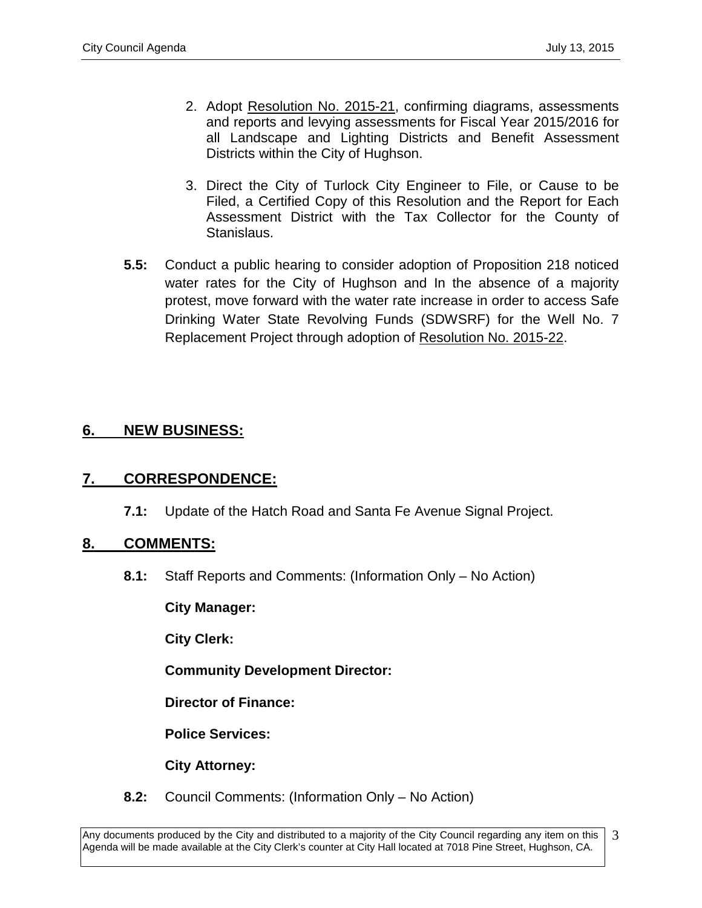2. Adopt Resolution No. 2015-21, confirming diagrams, assessments and reports and levying assessments for Fiscal Year 2015/2016 for all Landscape and Lighting Districts and Benefit Assessment Districts within the City of Hughson.

3. Direct the City of Turlock City Engineer to File, or Cause to be Filed, a Certified Copy of this Resolution and the Report for Each Assessment District with the Tax Collector for the County of Stanislaus.

**5.5:** Conduct a public hearing to consider adoption of Proposition 218 noticed water rates for the City of Hughson and In the absence of a majority protest, move forward with the water rate increase in order to access Safe Drinking Water State Revolving Funds (SDWSRF) for the Well No. 7 Replacement Project through adoption of Resolution No. 2015-22.

## 6. NEW BUSINESS:

## 7. CORRESPONDENCE:

**7.1:** Update of the Hatch Road and Santa Fe Avenue Signal Project.

## 8. COMMENTS:

**8.1:** Staff Reports and Comments: (Information Only – No Action)

**City Manager:**

**City Clerk:**

**Community Development Director:**

**Director of Finance:**

**Police Services:**

**City Attorney:**

**8.2:** Council Comments: (Information Only – No Action)

Any documents produced by the City and distributed to a majority of the City Council regarding any item on this Agenda will be made available at the City Clerk's counter at City Hall located at 7018 Pine Street, Hughson, CA.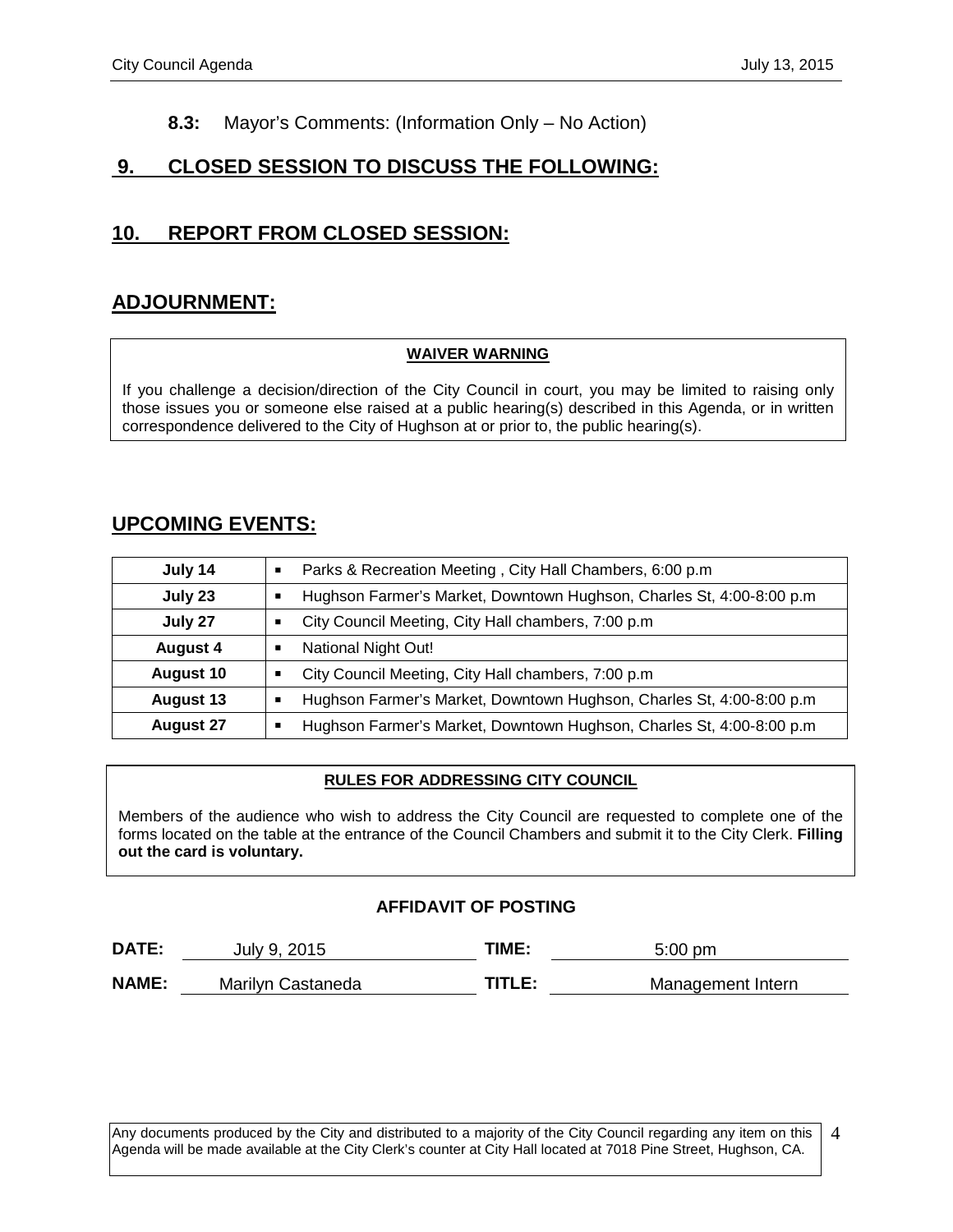**8.3:** Mayor's Comments: (Information Only – No Action)

## 9. CLOSED SESSION TO DISCUSS THE FOLLOWING:

## 10. REPORT FROM CLOSED SESSION:

## ADJOURNMENT:

**WAIVER WARNING**

If you challenge a decision/direction of the City Council in court, you may be limited to raising only those issues you or someone else raised at a public hearing(s) described in this Agenda, or in written correspondence delivered to the City of Hughson at or prior to, the public hearing(s).

## UPCOMING EVENTS:

| | |
|---|---|
| **July 14** | ▪ Parks & Recreation Meeting , City Hall Chambers, 6:00 p.m |
| **July 23** | ▪ Hughson Farmer's Market, Downtown Hughson, Charles St, 4:00-8:00 p.m |
| **July 27** | ▪ City Council Meeting, City Hall chambers, 7:00 p.m |
| **August 4** | ▪ National Night Out! |
| **August 10** | ▪ City Council Meeting, City Hall chambers, 7:00 p.m |
| **August 13** | ▪ Hughson Farmer's Market, Downtown Hughson, Charles St, 4:00-8:00 p.m |
| **August 27** | ▪ Hughson Farmer's Market, Downtown Hughson, Charles St, 4:00-8:00 p.m |

**RULES FOR ADDRESSING CITY COUNCIL**

Members of the audience who wish to address the City Council are requested to complete one of the forms located on the table at the entrance of the Council Chambers and submit it to the City Clerk. **Filling out the card is voluntary.**

**AFFIDAVIT OF POSTING**

**DATE:** July 9, 2015 **TIME:** 5:00 pm

**NAME:** Marilyn Castaneda **TITLE:** Management Intern

Any documents produced by the City and distributed to a majority of the City Council regarding any item on this Agenda will be made available at the City Clerk's counter at City Hall located at 7018 Pine Street, Hughson, CA.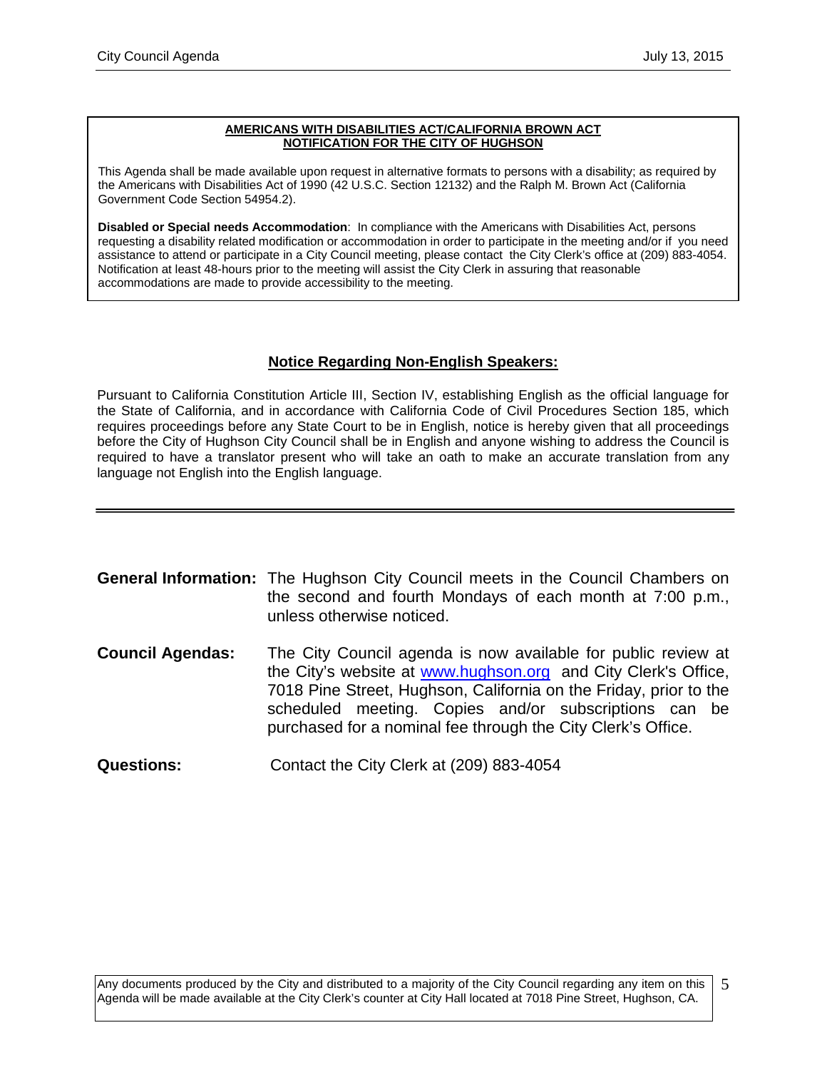**AMERICANS WITH DISABILITIES ACT/CALIFORNIA BROWN ACT NOTIFICATION FOR THE CITY OF HUGHSON**

This Agenda shall be made available upon request in alternative formats to persons with a disability; as required by the Americans with Disabilities Act of 1990 (42 U.S.C. Section 12132) and the Ralph M. Brown Act (California Government Code Section 54954.2).

**Disabled or Special needs Accommodation**: In compliance with the Americans with Disabilities Act, persons requesting a disability related modification or accommodation in order to participate in the meeting and/or if you need assistance to attend or participate in a City Council meeting, please contact the City Clerk's office at (209) 883-4054. Notification at least 48-hours prior to the meeting will assist the City Clerk in assuring that reasonable accommodations are made to provide accessibility to the meeting.

## Notice Regarding Non-English Speakers:

Pursuant to California Constitution Article III, Section IV, establishing English as the official language for the State of California, and in accordance with California Code of Civil Procedures Section 185, which requires proceedings before any State Court to be in English, notice is hereby given that all proceedings before the City of Hughson City Council shall be in English and anyone wishing to address the Council is required to have a translator present who will take an oath to make an accurate translation from any language not English into the English language.

---

**General Information:** The Hughson City Council meets in the Council Chambers on the second and fourth Mondays of each month at 7:00 p.m., unless otherwise noticed.

**Council Agendas:** The City Council agenda is now available for public review at the City's website at www.hughson.org and City Clerk's Office, 7018 Pine Street, Hughson, California on the Friday, prior to the scheduled meeting. Copies and/or subscriptions can be purchased for a nominal fee through the City Clerk's Office.

**Questions:** Contact the City Clerk at (209) 883-4054

Any documents produced by the City and distributed to a majority of the City Council regarding any item on this Agenda will be made available at the City Clerk's counter at City Hall located at 7018 Pine Street, Hughson, CA.